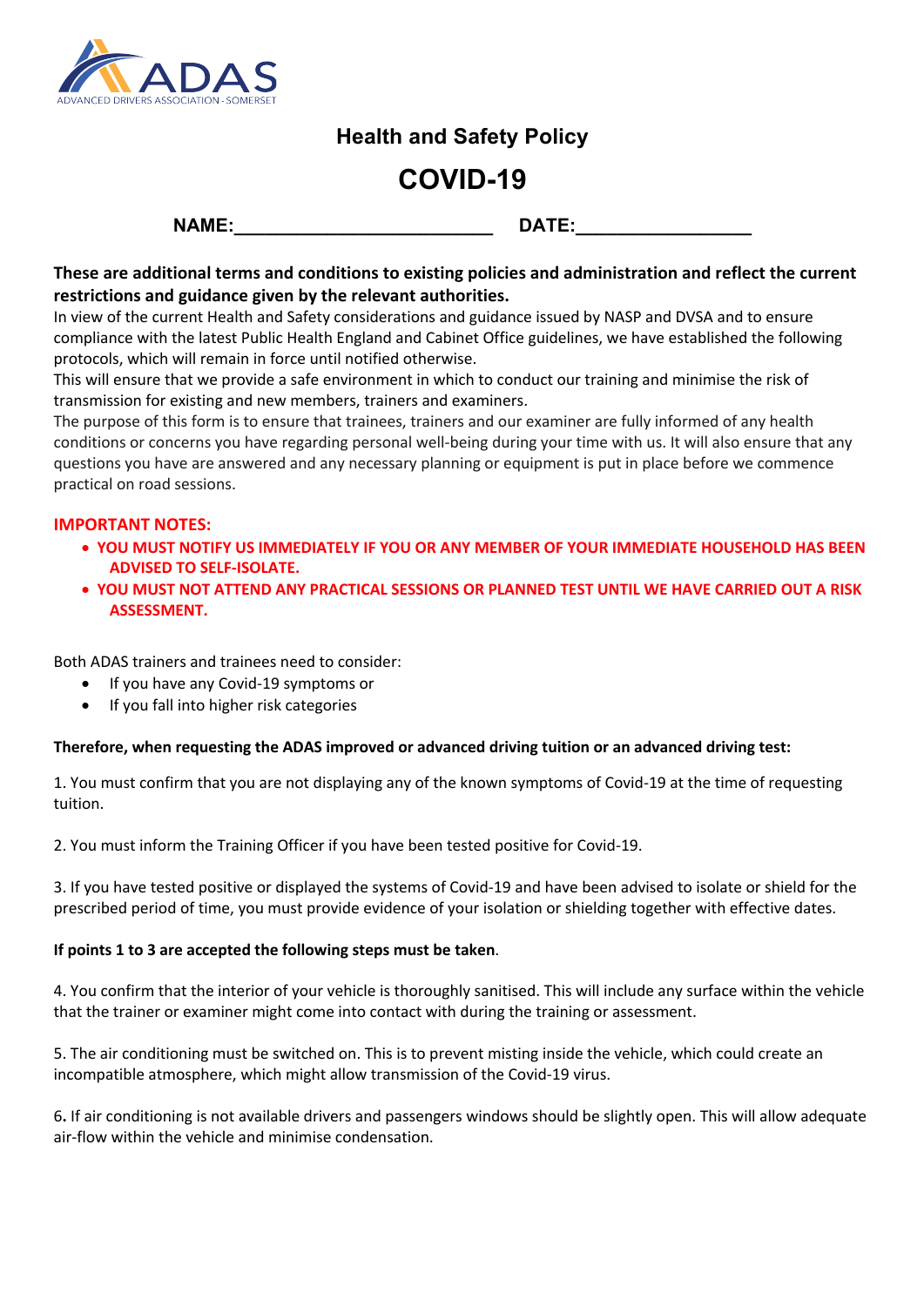ADAS
ADVANCED DRIVERS ASSOCIATION - SOMERSET

## Health and Safety Policy

# COVID-19

**NAME:_________________________ DATE:_________________**

**These are additional terms and conditions to existing policies and administration and reflect the current restrictions and guidance given by the relevant authorities.**

In view of the current Health and Safety considerations and guidance issued by NASP and DVSA and to ensure compliance with the latest Public Health England and Cabinet Office guidelines, we have established the following protocols, which will remain in force until notified otherwise.

This will ensure that we provide a safe environment in which to conduct our training and minimise the risk of transmission for existing and new members, trainers and examiners.

The purpose of this form is to ensure that trainees, trainers and our examiner are fully informed of any health conditions or concerns you have regarding personal well-being during your time with us. It will also ensure that any questions you have are answered and any necessary planning or equipment is put in place before we commence practical on road sessions.

**IMPORTANT NOTES:**

- **YOU MUST NOTIFY US IMMEDIATELY IF YOU OR ANY MEMBER OF YOUR IMMEDIATE HOUSEHOLD HAS BEEN ADVISED TO SELF-ISOLATE.**
- **YOU MUST NOT ATTEND ANY PRACTICAL SESSIONS OR PLANNED TEST UNTIL WE HAVE CARRIED OUT A RISK ASSESSMENT.**

Both ADAS trainers and trainees need to consider:

- If you have any Covid-19 symptoms or
- If you fall into higher risk categories

**Therefore, when requesting the ADAS improved or advanced driving tuition or an advanced driving test:**

1. You must confirm that you are not displaying any of the known symptoms of Covid-19 at the time of requesting tuition.

2. You must inform the Training Officer if you have been tested positive for Covid-19.

3. If you have tested positive or displayed the systems of Covid-19 and have been advised to isolate or shield for the prescribed period of time, you must provide evidence of your isolation or shielding together with effective dates.

**If points 1 to 3 are accepted the following steps must be taken**.

4. You confirm that the interior of your vehicle is thoroughly sanitised. This will include any surface within the vehicle that the trainer or examiner might come into contact with during the training or assessment.

5. The air conditioning must be switched on. This is to prevent misting inside the vehicle, which could create an incompatible atmosphere, which might allow transmission of the Covid-19 virus.

6. If air conditioning is not available drivers and passengers windows should be slightly open. This will allow adequate air-flow within the vehicle and minimise condensation.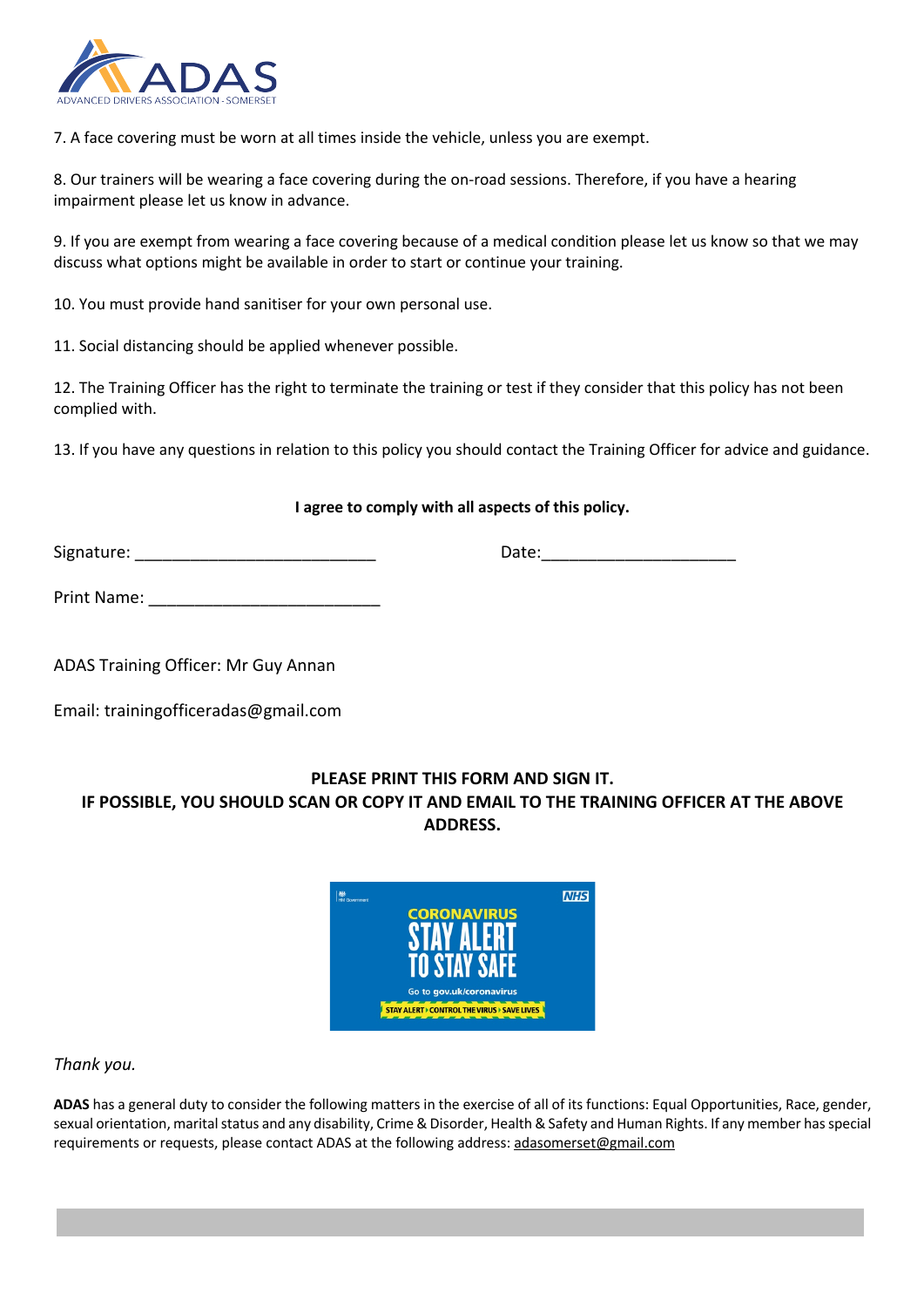7. A face covering must be worn at all times inside the vehicle, unless you are exempt.

8. Our trainers will be wearing a face covering during the on-road sessions. Therefore, if you have a hearing impairment please let us know in advance.

9. If you are exempt from wearing a face covering because of a medical condition please let us know so that we may discuss what options might be available in order to start or continue your training.

10. You must provide hand sanitiser for your own personal use.

11. Social distancing should be applied whenever possible.

12. The Training Officer has the right to terminate the training or test if they consider that this policy has not been complied with.

13. If you have any questions in relation to this policy you should contact the Training Officer for advice and guidance.

**I agree to comply with all aspects of this policy.**

Signature: ___________________________ Date:_____________________

Print Name: __________________________

ADAS Training Officer: Mr Guy Annan

Email: trainingofficeradas@gmail.com

**PLEASE PRINT THIS FORM AND SIGN IT.**
**IF POSSIBLE, YOU SHOULD SCAN OR COPY IT AND EMAIL TO THE TRAINING OFFICER AT THE ABOVE ADDRESS.**

*Thank you.*

**ADAS** has a general duty to consider the following matters in the exercise of all of its functions: Equal Opportunities, Race, gender, sexual orientation, marital status and any disability, Crime & Disorder, Health & Safety and Human Rights. If any member has special requirements or requests, please contact ADAS at the following address: adasomerset@gmail.com